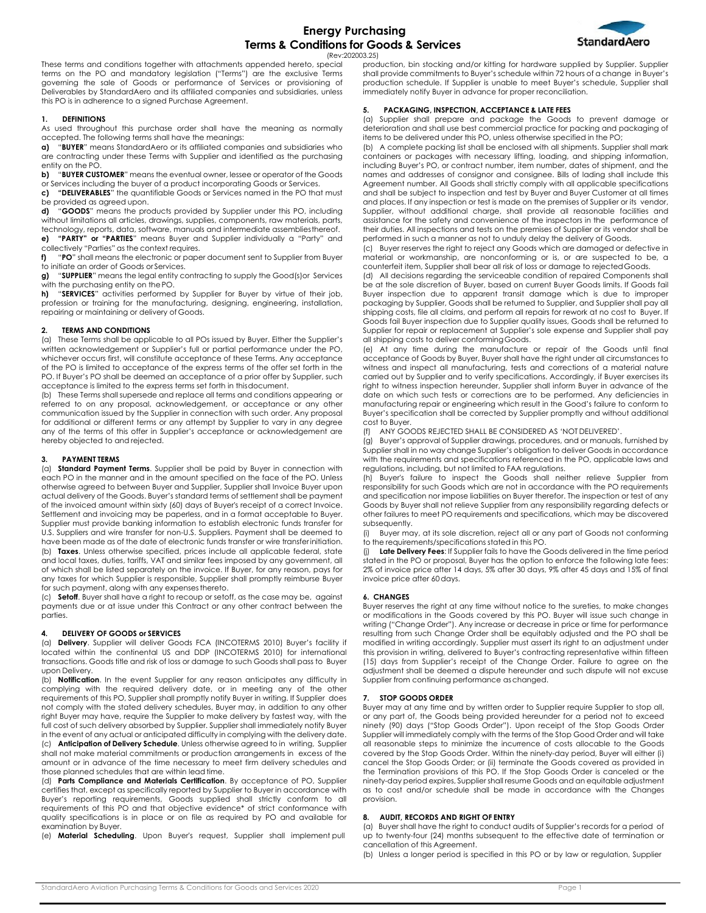# Energy Purchasing
# Terms & Conditions for Goods & Services

(Rev:202003.25)

These terms and conditions together with attachments appended hereto, special terms on the PO and mandatory legislation ("Terms") are the exclusive Terms governing the sale of Goods or performance of Services or provisioning of Deliverables by StandardAero and its affiliated companies and subsidiaries, unless this PO is in adherence to a signed Purchase Agreement.

## 1. DEFINITIONS

As used throughout this purchase order shall have the meaning as normally accepted. The following terms shall have the meanings:

**a)** "**BUYER**" means StandardAero or its affiliated companies and subsidiaries who are contracting under these Terms with Supplier and identified as the purchasing entity on the PO.

**b)** "**BUYER CUSTOMER**" means the eventual owner, lessee or operator of the Goods or Services including the buyer of a product incorporating Goods or Services.

**c)** "**DELIVERABLES**" the quantifiable Goods or Services named in the PO that must be provided as agreed upon.

**d)** "**GOODS**" means the products provided by Supplier under this PO, including without limitations all articles, drawings, supplies, components, raw materials, parts, technology, reports, data, software, manuals and intermediate assemblies thereof.

**e)** "**PARTY" or "PARTIES**" means Buyer and Supplier individually a "Party" and collectively "Parties" as the context requires.

**f)** "**PO**" shall means the electronic or paper document sent to Supplier from Buyer to initiate an order of Goods or Services.

**g)** "**SUPPLIER**" means the legal entity contracting to supply the Good(s)or Services with the purchasing entity on the PO.

**h)** "**SERVICES**" activities performed by Supplier for Buyer by virtue of their job, profession or training for the manufacturing, designing, engineering, installation, repairing or maintaining or delivery of Goods.

## 2. TERMS AND CONDITIONS

(a) These Terms shall be applicable to all POs issued by Buyer. Either the Supplier's written acknowledgement or Supplier's full or partial performance under the PO, whichever occurs first, will constitute acceptance of these Terms. Any acceptance of the PO is limited to acceptance of the express terms of the offer set forth in the PO. If Buyer's PO shall be deemed an acceptance of a prior offer by Supplier, such acceptance is limited to the express terms set forth in this document.

(b) These Terms shall supersede and replace all terms and conditions appearing or referred to on any proposal, acknowledgement, or acceptance or any other communication issued by the Supplier in connection with such order. Any proposal for additional or different terms or any attempt by Supplier to vary in any degree any of the terms of this offer in Supplier's acceptance or acknowledgement are hereby objected to and rejected.

## 3. PAYMENT TERMS

(a) **Standard Payment Terms**. Supplier shall be paid by Buyer in connection with each PO in the manner and in the amount specified on the face of the PO. Unless otherwise agreed to between Buyer and Supplier, Supplier shall Invoice Buyer upon actual delivery of the Goods. Buyer's standard terms of settlement shall be payment of the invoiced amount within sixty (60) days of Buyer's receipt of a correct Invoice. Settlement and invoicing may be paperless, and in a format acceptable to Buyer. Supplier must provide banking information to establish electronic funds transfer for U.S. Suppliers and wire transfer for non-U.S. Suppliers. Payment shall be deemed to have been made as of the date of electronic funds transfer or wire transfer initiation.

(b) **Taxes**. Unless otherwise specified, prices include all applicable federal, state and local taxes, duties, tariffs, VAT and similar fees imposed by any government, all of which shall be listed separately on the invoice. If Buyer, for any reason, pays for any taxes for which Supplier is responsible, Supplier shall promptly reimburse Buyer for such payment, along with any expenses thereto.

(c) **Setoff**. Buyer shall have a right to recoup or setoff, as the case may be, against payments due or at issue under this Contract or any other contract between the parties.

## 4. DELIVERY OF GOODS or SERVICES

(a) **Delivery**. Supplier will deliver Goods FCA (INCOTERMS 2010) Buyer's facility if located within the continental US and DDP (INCOTERMS 2010) for international transactions. Goods title and risk of loss or damage to such Goods shall pass to Buyer upon Delivery.

(b) **Notification**. In the event Supplier for any reason anticipates any difficulty in complying with the required delivery date, or in meeting any of the other requirements of this PO, Supplier shall promptly notify Buyer in writing. If Supplier does not comply with the stated delivery schedules, Buyer may, in addition to any other right Buyer may have, require the Supplier to make delivery by fastest way, with the full cost of such delivery absorbed by Supplier. Supplier shall immediately notify Buyer in the event of any actual or anticipated difficulty in complying with the delivery date.

(c) **Anticipation of Delivery Schedule**. Unless otherwise agreed to in writing, Supplier shall not make material commitments or production arrangements in excess of the amount or in advance of the time necessary to meet firm delivery schedules and those planned schedules that are within lead time.

(d) **Parts Compliance and Materials Certification**. By acceptance of PO, Supplier certifies that, except as specifically reported by Supplier to Buyer in accordance with Buyer's reporting requirements, Goods supplied shall strictly conform to all requirements of this PO and that objective evidence* of strict conformance with quality specifications is in place or on file as required by PO and available for examination by Buyer.

(e) **Material Scheduling**. Upon Buyer's request, Supplier shall implement pull production, bin stocking and/or kitting for hardware supplied by Supplier. Supplier shall provide commitments to Buyer's schedule within 72 hours of a change in Buyer's production schedule. If Supplier is unable to meet Buyer's schedule, Supplier shall immediately notify Buyer in advance for proper reconciliation.

## 5. PACKAGING, INSPECTION, ACCEPTANCE & LATE FEES

(a) Supplier shall prepare and package the Goods to prevent damage or deterioration and shall use best commercial practice for packing and packaging of items to be delivered under this PO, unless otherwise specified in the PO;

(b) A complete packing list shall be enclosed with all shipments. Supplier shall mark containers or packages with necessary lifting, loading, and shipping information, including Buyer's PO, or contract number, item number, dates of shipment, and the names and addresses of consignor and consignee. Bills of lading shall include this Agreement number. All Goods shall strictly comply with all applicable specifications and shall be subject to inspection and test by Buyer and Buyer Customer at all times and places. If any inspection or test is made on the premises of Supplier or its vendor, Supplier, without additional charge, shall provide all reasonable facilities and assistance for the safety and convenience of the inspectors in the performance of their duties. All inspections and tests on the premises of Supplier or its vendor shall be performed in such a manner as not to unduly delay the delivery of Goods.

(c) Buyer reserves the right to reject any Goods which are damaged or defective in material or workmanship, are nonconforming or is, or are suspected to be, a counterfeit item, Supplier shall bear all risk of loss or damage to rejected Goods.

(d) All decisions regarding the serviceable condition of repaired Components shall be at the sole discretion of Buyer, based on current Buyer Goods limits. If Goods fail Buyer inspection due to apparent transit damage which is due to improper packaging by Supplier, Goods shall be returned to Supplier, and Supplier shall pay all shipping costs, file all claims, and perform all repairs for rework at no cost to Buyer. If Goods fail Buyer inspection due to Supplier quality issues, Goods shall be returned to Supplier for repair or replacement at Supplier's sole expense and Supplier shall pay all shipping costs to deliver conforming Goods.

(e) At any time during the manufacture or repair of the Goods until final acceptance of Goods by Buyer, Buyer shall have the right under all circumstances to witness and inspect all manufacturing, tests and corrections of a material nature carried out by Supplier and to verify specifications. Accordingly, if Buyer exercises its right to witness inspection hereunder, Supplier shall inform Buyer in advance of the date on which such tests or corrections are to be performed. Any deficiencies in manufacturing repair or engineering which result in the Good's failure to conform to Buyer's specification shall be corrected by Supplier promptly and without additional cost to Buyer.

(f) ANY GOODS REJECTED SHALL BE CONSIDERED AS 'NOT DELIVERED'.

(g) Buyer's approval of Supplier drawings, procedures, and or manuals, furnished by Supplier shall in no way change Supplier's obligation to deliver Goods in accordance with the requirements and specifications referenced in the PO, applicable laws and regulations, including, but not limited to FAA regulations.

(h) Buyer's failure to inspect the Goods shall neither relieve Supplier from responsibility for such Goods which are not in accordance with the PO requirements and specification nor impose liabilities on Buyer therefor. The inspection or test of any Goods by Buyer shall not relieve Supplier from any responsibility regarding defects or other failures to meet PO requirements and specifications, which may be discovered subsequently.

(i) Buyer may, at its sole discretion, reject all or any part of Goods not conforming to the requirements/specifications stated in this PO.

(j) **Late Delivery Fees**: If Supplier fails to have the Goods delivered in the time period stated in the PO or proposal, Buyer has the option to enforce the following late fees: 2% of invoice price after 14 days, 5% after 30 days, 9% after 45 days and 15% of final invoice price after 60 days.

## 6. CHANGES

Buyer reserves the right at any time without notice to the sureties, to make changes or modifications in the Goods covered by this PO. Buyer will issue such change in writing ("Change Order"). Any increase or decrease in price or time for performance resulting from such Change Order shall be equitably adjusted and the PO shall be modified in writing accordingly. Supplier must assert its right to an adjustment under this provision in writing, delivered to Buyer's contracting representative within fifteen (15) days from Supplier's receipt of the Change Order. Failure to agree on the adjustment shall be deemed a dispute hereunder and such dispute will not excuse Supplier from continuing performance as changed.

## 7. STOP GOODS ORDER

Buyer may at any time and by written order to Supplier require Supplier to stop all, or any part of, the Goods being provided hereunder for a period not to exceed ninety (90) days ("Stop Goods Order"). Upon receipt of the Stop Goods Order Supplier will immediately comply with the terms of the Stop Good Order and will take all reasonable steps to minimize the incurrence of costs allocable to the Goods covered by the Stop Goods Order. Within the ninety-day period, Buyer will either (i) cancel the Stop Goods Order; or (ii) terminate the Goods covered as provided in the Termination provisions of this PO. If the Stop Goods Order is canceled or the ninety-day period expires, Supplier shall resume Goods and an equitable adjustment as to cost and/or schedule shall be made in accordance with the Changes provision.

## 8. AUDIT, RECORDS AND RIGHT OF ENTRY

(a) Buyer shall have the right to conduct audits of Supplier's records for a period of up to twenty-four (24) months subsequent to the effective date of termination or cancellation of this Agreement.

(b) Unless a longer period is specified in this PO or by law or regulation, Supplier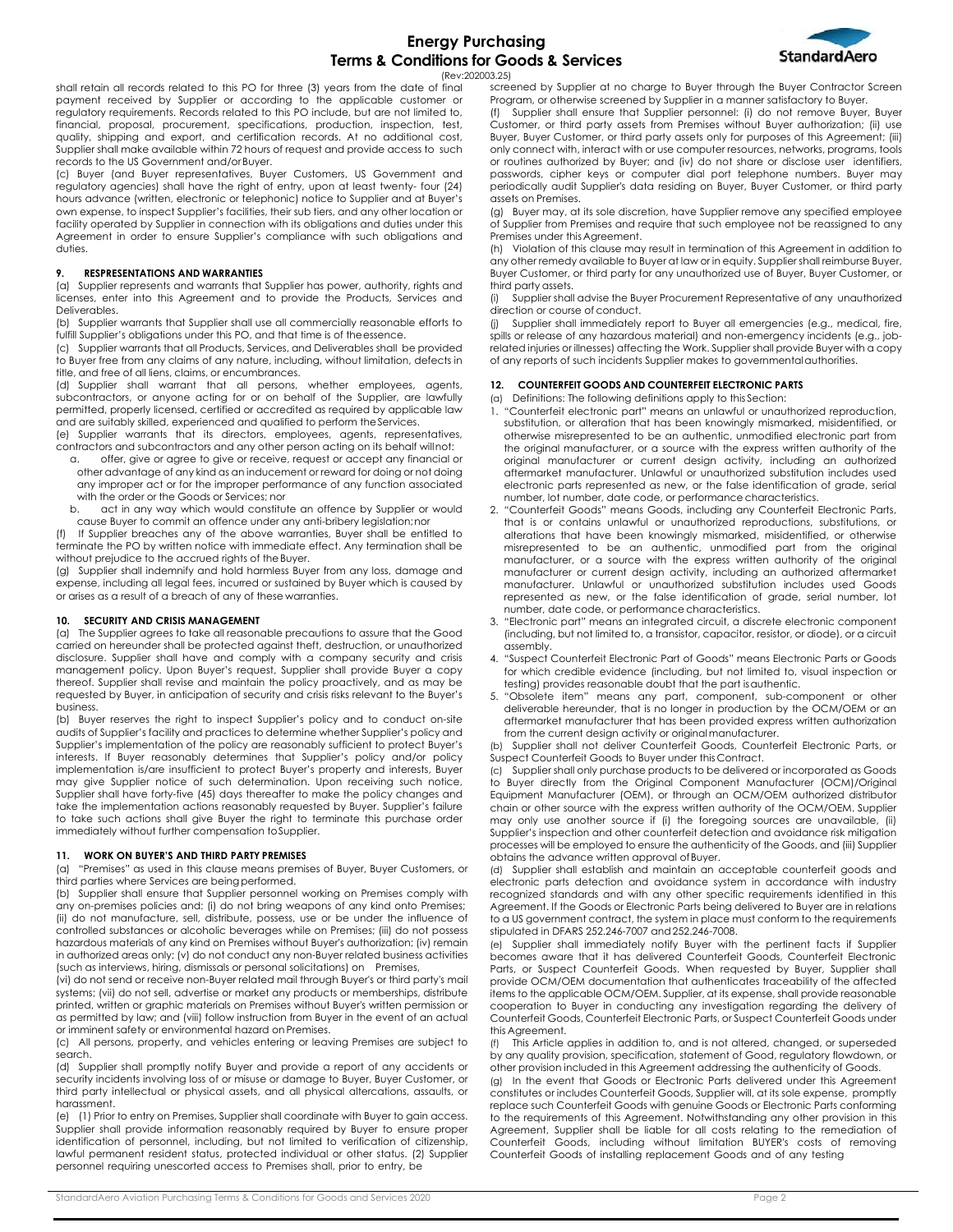shall retain all records related to this PO for three (3) years from the date of final payment received by Supplier or according to the applicable customer or regulatory requirements. Records related to this PO include, but are not limited to, financial, proposal, procurement, specifications, production, inspection, test, quality, shipping and export, and certification records. At no additional cost, Supplier shall make available within 72 hours of request and provide access to such records to the US Government and/or Buyer.

(c) Buyer (and Buyer representatives, Buyer Customers, US Government and regulatory agencies) shall have the right of entry, upon at least twenty- four (24) hours advance (written, electronic or telephonic) notice to Supplier and at Buyer's own expense, to inspect Supplier's facilities, their sub tiers, and any other location or facility operated by Supplier in connection with its obligations and duties under this Agreement in order to ensure Supplier's compliance with such obligations and duties.

## 9. RESPRESENTATIONS AND WARRANTIES

(a) Supplier represents and warrants that Supplier has power, authority, rights and licenses, enter into this Agreement and to provide the Products, Services and Deliverables.

(b) Supplier warrants that Supplier shall use all commercially reasonable efforts to fulfill Supplier's obligations under this PO, and that time is of the essence.

(c) Supplier warrants that all Products, Services, and Deliverables shall be provided to Buyer free from any claims of any nature, including, without limitation, defects in title, and free of all liens, claims, or encumbrances.

(d) Supplier shall warrant that all persons, whether employees, agents, subcontractors, or anyone acting for or on behalf of the Supplier, are lawfully permitted, properly licensed, certified or accredited as required by applicable law and are suitably skilled, experienced and qualified to perform the Services.

(e) Supplier warrants that its directors, employees, agents, representatives, contractors and subcontractors and any other person acting on its behalf will not:

a. offer, give or agree to give or receive, request or accept any financial or other advantage of any kind as an inducement or reward for doing or not doing any improper act or for the improper performance of any function associated with the order or the Goods or Services; nor

b. act in any way which would constitute an offence by Supplier or would cause Buyer to commit an offence under any anti-bribery legislation; nor

(f) If Supplier breaches any of the above warranties, Buyer shall be entitled to terminate the PO by written notice with immediate effect. Any termination shall be without prejudice to the accrued rights of the Buyer.

(g) Supplier shall indemnify and hold harmless Buyer from any loss, damage and expense, including all legal fees, incurred or sustained by Buyer which is caused by or arises as a result of a breach of any of these warranties.

## 10. SECURITY AND CRISIS MANAGEMENT

(a) The Supplier agrees to take all reasonable precautions to assure that the Good carried on hereunder shall be protected against theft, destruction, or unauthorized disclosure. Supplier shall have and comply with a company security and crisis management policy. Upon Buyer's request, Supplier shall provide Buyer a copy thereof. Supplier shall revise and maintain the policy proactively, and as may be requested by Buyer, in anticipation of security and crisis risks relevant to the Buyer's business.

(b) Buyer reserves the right to inspect Supplier's policy and to conduct on-site audits of Supplier's facility and practices to determine whether Supplier's policy and Supplier's implementation of the policy are reasonably sufficient to protect Buyer's interests. If Buyer reasonably determines that Supplier's policy and/or policy implementation is/are insufficient to protect Buyer's property and interests, Buyer may give Supplier notice of such determination. Upon receiving such notice, Supplier shall have forty-five (45) days thereafter to make the policy changes and take the implementation actions reasonably requested by Buyer. Supplier's failure to take such actions shall give Buyer the right to terminate this purchase order immediately without further compensation to Supplier.

## 11. WORK ON BUYER'S AND THIRD PARTY PREMISES

(a) "Premises" as used in this clause means premises of Buyer, Buyer Customers, or third parties where Services are being performed.

(b) Supplier shall ensure that Supplier personnel working on Premises comply with any on-premises policies and: (i) do not bring weapons of any kind onto Premises; (ii) do not manufacture, sell, distribute, possess, use or be under the influence of controlled substances or alcoholic beverages while on Premises; (iii) do not possess hazardous materials of any kind on Premises without Buyer's authorization; (iv) remain in authorized areas only; (v) do not conduct any non-Buyer related business activities (such as interviews, hiring, dismissals or personal solicitations) on Premises,

(vi) do not send or receive non-Buyer related mail through Buyer's or third party's mail systems; (vii) do not sell, advertise or market any products or memberships, distribute printed, written or graphic materials on Premises without Buyer's written permission or as permitted by law; and (viii) follow instruction from Buyer in the event of an actual or imminent safety or environmental hazard on Premises.

(c) All persons, property, and vehicles entering or leaving Premises are subject to search.

(d) Supplier shall promptly notify Buyer and provide a report of any accidents or security incidents involving loss of or misuse or damage to Buyer, Buyer Customer, or third party intellectual or physical assets, and all physical altercations, assaults, or harassment.

(e) (1) Prior to entry on Premises, Supplier shall coordinate with Buyer to gain access. Supplier shall provide information reasonably required by Buyer to ensure proper identification of personnel, including, but not limited to verification of citizenship, lawful permanent resident status, protected individual or other status. (2) Supplier personnel requiring unescorted access to Premises shall, prior to entry, be screened by Supplier at no charge to Buyer through the Buyer Contractor Screen Program, or otherwise screened by Supplier in a manner satisfactory to Buyer.

(f) Supplier shall ensure that Supplier personnel: (i) do not remove Buyer, Buyer Customer, or third party assets from Premises without Buyer authorization; (ii) use Buyer, Buyer Customer, or third party assets only for purposes of this Agreement; (iii) only connect with, interact with or use computer resources, networks, programs, tools or routines authorized by Buyer; and (iv) do not share or disclose user identifiers, passwords, cipher keys or computer dial port telephone numbers. Buyer may periodically audit Supplier's data residing on Buyer, Buyer Customer, or third party assets on Premises.

(g) Buyer may, at its sole discretion, have Supplier remove any specified employee of Supplier from Premises and require that such employee not be reassigned to any Premises under this Agreement.

(h) Violation of this clause may result in termination of this Agreement in addition to any other remedy available to Buyer at law or in equity. Supplier shall reimburse Buyer, Buyer Customer, or third party for any unauthorized use of Buyer, Buyer Customer, or third party assets.

(i) Supplier shall advise the Buyer Procurement Representative of any unauthorized direction or course of conduct.

(j) Supplier shall immediately report to Buyer all emergencies (e.g., medical, fire, spills or release of any hazardous material) and non-emergency incidents (e.g., job-related injuries or illnesses) affecting the Work. Supplier shall provide Buyer with a copy of any reports of such incidents Supplier makes to governmental authorities.

## 12. COUNTERFEIT GOODS AND COUNTERFEIT ELECTRONIC PARTS

(a) Definitions: The following definitions apply to this Section:

1. "Counterfeit electronic part" means an unlawful or unauthorized reproduction, substitution, or alteration that has been knowingly mismarked, misidentified, or otherwise misrepresented to be an authentic, unmodified electronic part from the original manufacturer, or a source with the express written authority of the original manufacturer or current design activity, including an authorized aftermarket manufacturer. Unlawful or unauthorized substitution includes used electronic parts represented as new, or the false identification of grade, serial number, lot number, date code, or performance characteristics.
2. "Counterfeit Goods" means Goods, including any Counterfeit Electronic Parts, that is or contains unlawful or unauthorized reproductions, substitutions, or alterations that have been knowingly mismarked, misidentified, or otherwise misrepresented to be an authentic, unmodified part from the original manufacturer, or a source with the express written authority of the original manufacturer or current design activity, including an authorized aftermarket manufacturer. Unlawful or unauthorized substitution includes used Goods represented as new, or the false identification of grade, serial number, lot number, date code, or performance characteristics.
3. "Electronic part" means an integrated circuit, a discrete electronic component (including, but not limited to, a transistor, capacitor, resistor, or diode), or a circuit assembly.
4. "Suspect Counterfeit Electronic Part of Goods" means Electronic Parts or Goods for which credible evidence (including, but not limited to, visual inspection or testing) provides reasonable doubt that the part is authentic.
5. "Obsolete item" means any part, component, sub-component or other deliverable hereunder, that is no longer in production by the OCM/OEM or an aftermarket manufacturer that has been provided express written authorization from the current design activity or original manufacturer.

(b) Supplier shall not deliver Counterfeit Goods, Counterfeit Electronic Parts, or Suspect Counterfeit Goods to Buyer under this Contract.

(c) Supplier shall only purchase products to be delivered or incorporated as Goods to Buyer directly from the Original Component Manufacturer (OCM)/Original Equipment Manufacturer (OEM), or through an OCM/OEM authorized distributor chain or other source with the express written authority of the OCM/OEM. Supplier may only use another source if (i) the foregoing sources are unavailable, (ii) Supplier's inspection and other counterfeit detection and avoidance risk mitigation processes will be employed to ensure the authenticity of the Goods, and (iii) Supplier obtains the advance written approval of Buyer.

(d) Supplier shall establish and maintain an acceptable counterfeit goods and electronic parts detection and avoidance system in accordance with industry recognized standards and with any other specific requirements identified in this Agreement. If the Goods or Electronic Parts being delivered to Buyer are in relations to a US government contract, the system in place must conform to the requirements stipulated in DFARS 252.246-7007 and 252.246-7008.

(e) Supplier shall immediately notify Buyer with the pertinent facts if Supplier becomes aware that it has delivered Counterfeit Goods, Counterfeit Electronic Parts, or Suspect Counterfeit Goods. When requested by Buyer, Supplier shall provide OCM/OEM documentation that authenticates traceability of the affected items to the applicable OCM/OEM. Supplier, at its expense, shall provide reasonable cooperation to Buyer in conducting any investigation regarding the delivery of Counterfeit Goods, Counterfeit Electronic Parts, or Suspect Counterfeit Goods under this Agreement.

(f) This Article applies in addition to, and is not altered, changed, or superseded by any quality provision, specification, statement of Good, regulatory flowdown, or other provision included in this Agreement addressing the authenticity of Goods.

(g) In the event that Goods or Electronic Parts delivered under this Agreement constitutes or includes Counterfeit Goods, Supplier will, at its sole expense, promptly replace such Counterfeit Goods with genuine Goods or Electronic Parts conforming to the requirements of this Agreement. Notwithstanding any other provision in this Agreement, Supplier shall be liable for all costs relating to the remediation of Counterfeit Goods, including without limitation BUYER's costs of removing Counterfeit Goods of installing replacement Goods and of any testing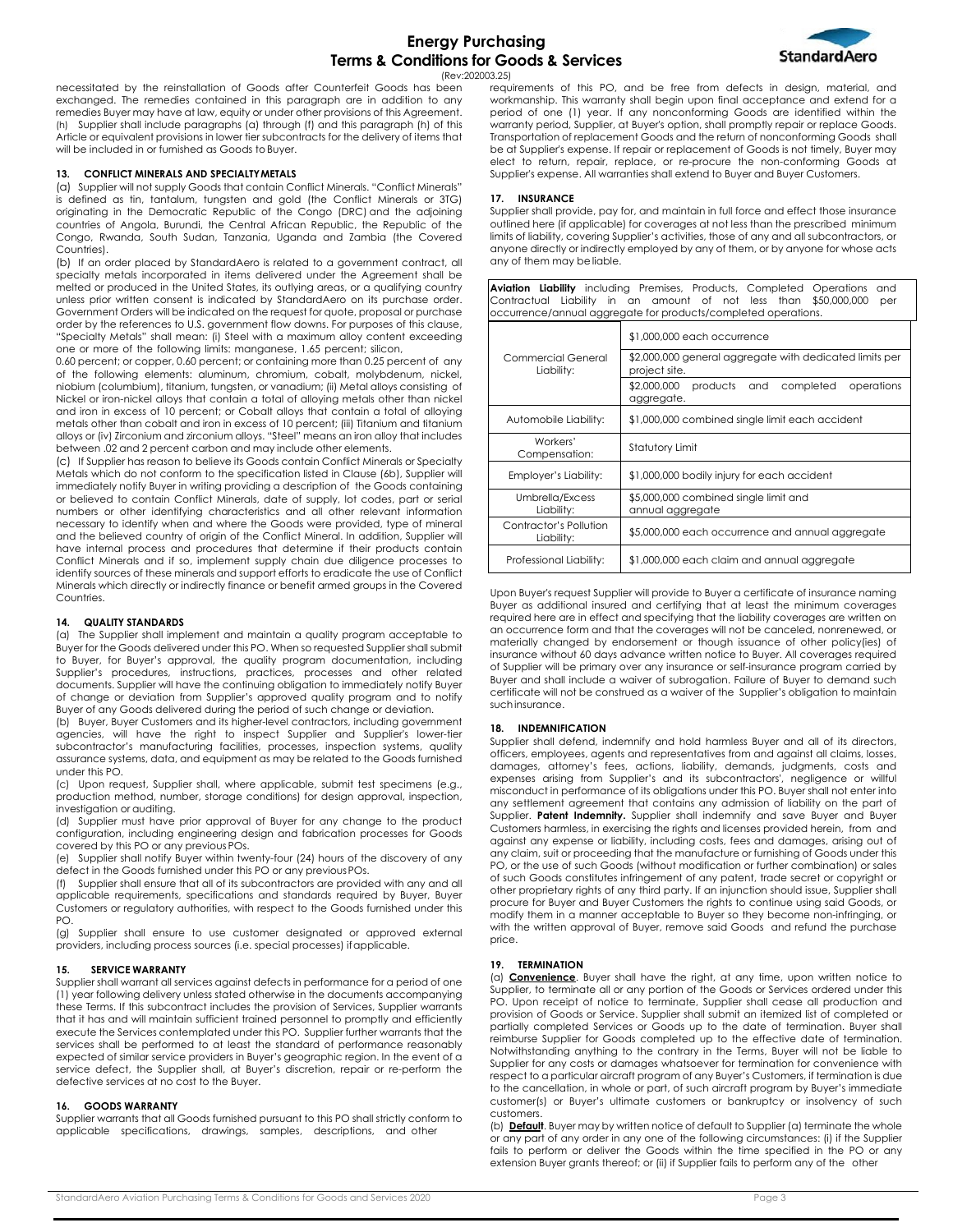necessitated by the reinstallation of Goods after Counterfeit Goods has been exchanged. The remedies contained in this paragraph are in addition to any remedies Buyer may have at law, equity or under other provisions of this Agreement.

(h) Supplier shall include paragraphs (a) through (f) and this paragraph (h) of this Article or equivalent provisions in lower tier subcontracts for the delivery of items that will be included in or furnished as Goods to Buyer.

### 13. CONFLICT MINERALS AND SPECIALTY METALS

(a) Supplier will not supply Goods that contain Conflict Minerals. "Conflict Minerals" is defined as tin, tantalum, tungsten and gold (the Conflict Minerals or 3TG) originating in the Democratic Republic of the Congo (DRC) and the adjoining countries of Angola, Burundi, the Central African Republic, the Republic of the Congo, Rwanda, South Sudan, Tanzania, Uganda and Zambia (the Covered Countries).

(b) If an order placed by StandardAero is related to a government contract, all specialty metals incorporated in items delivered under the Agreement shall be melted or produced in the United States, its outlying areas, or a qualifying country unless prior written consent is indicated by StandardAero on its purchase order. Government Orders will be indicated on the request for quote, proposal or purchase order by the references to U.S. government flow downs. For purposes of this clause, "Specialty Metals" shall mean: (i) Steel with a maximum alloy content exceeding one or more of the following limits: manganese, 1.65 percent; silicon, 0.60 percent; or copper, 0.60 percent; or containing more than 0.25 percent of any of the following elements: aluminum, chromium, cobalt, molybdenum, nickel, niobium (columbium), titanium, tungsten, or vanadium; (ii) Metal alloys consisting of Nickel or iron-nickel alloys that contain a total of alloying metals other than nickel and iron in excess of 10 percent; or Cobalt alloys that contain a total of alloying metals other than cobalt and iron in excess of 10 percent; (iii) Titanium and titanium alloys or (iv) Zirconium and zirconium alloys. "Steel" means an iron alloy that includes between .02 and 2 percent carbon and may include other elements.

(c) If Supplier has reason to believe its Goods contain Conflict Minerals or Specialty Metals which do not conform to the specification listed in Clause (6b), Supplier will immediately notify Buyer in writing providing a description of the Goods containing or believed to contain Conflict Minerals, date of supply, lot codes, part or serial numbers or other identifying characteristics and all other relevant information necessary to identify when and where the Goods were provided, type of mineral and the believed country of origin of the Conflict Mineral. In addition, Supplier will have internal process and procedures that determine if their products contain Conflict Minerals and if so, implement supply chain due diligence processes to identify sources of these minerals and support efforts to eradicate the use of Conflict Minerals which directly or indirectly finance or benefit armed groups in the Covered Countries.

### 14. QUALITY STANDARDS

(a) The Supplier shall implement and maintain a quality program acceptable to Buyer for the Goods delivered under this PO. When so requested Supplier shall submit to Buyer, for Buyer's approval, the quality program documentation, including Supplier's procedures, instructions, practices, processes and other related documents. Supplier will have the continuing obligation to immediately notify Buyer of change or deviation from Supplier's approved quality program and to notify Buyer of any Goods delivered during the period of such change or deviation.

(b) Buyer, Buyer Customers and its higher-level contractors, including government agencies, will have the right to inspect Supplier and Supplier's lower-tier subcontractor's manufacturing facilities, processes, inspection systems, quality assurance systems, data, and equipment as may be related to the Goods furnished under this PO.

(c) Upon request, Supplier shall, where applicable, submit test specimens (e.g., production method, number, storage conditions) for design approval, inspection, investigation or auditing.

(d) Supplier must have prior approval of Buyer for any change to the product configuration, including engineering design and fabrication processes for Goods covered by this PO or any previous POs.

(e) Supplier shall notify Buyer within twenty-four (24) hours of the discovery of any defect in the Goods furnished under this PO or any previous POs.

(f) Supplier shall ensure that all of its subcontractors are provided with any and all applicable requirements, specifications and standards required by Buyer, Buyer Customers or regulatory authorities, with respect to the Goods furnished under this PO.

(g) Supplier shall ensure to use customer designated or approved external providers, including process sources (i.e. special processes) if applicable.

### 15. SERVICE WARRANTY

Supplier shall warrant all services against defects in performance for a period of one (1) year following delivery unless stated otherwise in the documents accompanying these Terms. If this subcontract includes the provision of Services, Supplier warrants that it has and will maintain sufficient trained personnel to promptly and efficiently execute the Services contemplated under this PO. Supplier further warrants that the services shall be performed to at least the standard of performance reasonably expected of similar service providers in Buyer's geographic region. In the event of a service defect, the Supplier shall, at Buyer's discretion, repair or re-perform the defective services at no cost to the Buyer.

### 16. GOODS WARRANTY

Supplier warrants that all Goods furnished pursuant to this PO shall strictly conform to applicable specifications, drawings, samples, descriptions, and other requirements of this PO, and be free from defects in design, material, and workmanship. This warranty shall begin upon final acceptance and extend for a period of one (1) year. If any nonconforming Goods are identified within the warranty period, Supplier, at Buyer's option, shall promptly repair or replace Goods. Transportation of replacement Goods and the return of nonconforming Goods shall be at Supplier's expense. If repair or replacement of Goods is not timely, Buyer may elect to return, repair, replace, or re-procure the non-conforming Goods at Supplier's expense. All warranties shall extend to Buyer and Buyer Customers.

### 17. INSURANCE

Supplier shall provide, pay for, and maintain in full force and effect those insurance outlined here (if applicable) for coverages at not less than the prescribed minimum limits of liability, covering Supplier's activities, those of any and all subcontractors, or anyone directly or indirectly employed by any of them, or by anyone for whose acts any of them may be liable.

**Aviation Liability** including Premises, Products, Completed Operations and Contractual Liability in an amount of not less than $50,000,000 per occurrence/annual aggregate for products/completed operations.

| | |
|---|---|
| Commercial General Liability: | $1,000,000 each occurrence |
| | $2,000,000 general aggregate with dedicated limits per project site. |
| | $2,000,000 products and completed operations aggregate. |
| Automobile Liability: | $1,000,000 combined single limit each accident |
| Workers' Compensation: | Statutory Limit |
| Employer's Liability: | $1,000,000 bodily injury for each accident |
| Umbrella/Excess Liability: | $5,000,000 combined single limit and annual aggregate |
| Contractor's Pollution Liability: | $5,000,000 each occurrence and annual aggregate |
| Professional Liability: | $1,000,000 each claim and annual aggregate |

Upon Buyer's request Supplier will provide to Buyer a certificate of insurance naming Buyer as additional insured and certifying that at least the minimum coverages required here are in effect and specifying that the liability coverages are written on an occurrence form and that the coverages will not be canceled, nonrenewed, or materially changed by endorsement or though issuance of other policy(ies) of insurance without 60 days advance written notice to Buyer. All coverages required of Supplier will be primary over any insurance or self-insurance program carried by Buyer and shall include a waiver of subrogation. Failure of Buyer to demand such certificate will not be construed as a waiver of the Supplier's obligation to maintain such insurance.

### 18. INDEMNIFICATION

Supplier shall defend, indemnify and hold harmless Buyer and all of its directors, officers, employees, agents and representatives from and against all claims, losses, damages, attorney's fees, actions, liability, demands, judgments, costs and expenses arising from Supplier's and its subcontractors', negligence or willful misconduct in performance of its obligations under this PO. Buyer shall not enter into any settlement agreement that contains any admission of liability on the part of Supplier. **Patent Indemnity.** Supplier shall indemnify and save Buyer and Buyer Customers harmless, in exercising the rights and licenses provided herein, from and against any expense or liability, including costs, fees and damages, arising out of any claim, suit or proceeding that the manufacture or furnishing of Goods under this PO, or the use of such Goods (without modification or further combination) or sales of such Goods constitutes infringement of any patent, trade secret or copyright or other proprietary rights of any third party. If an injunction should issue, Supplier shall procure for Buyer and Buyer Customers the rights to continue using said Goods, or modify them in a manner acceptable to Buyer so they become non-infringing, or with the written approval of Buyer, remove said Goods and refund the purchase price.

### 19. TERMINATION

(a) **Convenience**. Buyer shall have the right, at any time, upon written notice to Supplier, to terminate all or any portion of the Goods or Services ordered under this PO. Upon receipt of notice to terminate, Supplier shall cease all production and provision of Goods or Service. Supplier shall submit an itemized list of completed or partially completed Services or Goods up to the date of termination. Buyer shall reimburse Supplier for Goods completed up to the effective date of termination. Notwithstanding anything to the contrary in the Terms, Buyer will not be liable to Supplier for any costs or damages whatsoever for termination for convenience with respect to a particular aircraft program of any Buyer's Customers, if termination is due to the cancellation, in whole or part, of such aircraft program by Buyer's immediate customer(s) or Buyer's ultimate customers or bankruptcy or insolvency of such customers.

(b) **Default**. Buyer may by written notice of default to Supplier (a) terminate the whole or any part of any order in any one of the following circumstances: (i) if the Supplier fails to perform or deliver the Goods within the time specified in the PO or any extension Buyer grants thereof; or (ii) if Supplier fails to perform any of the other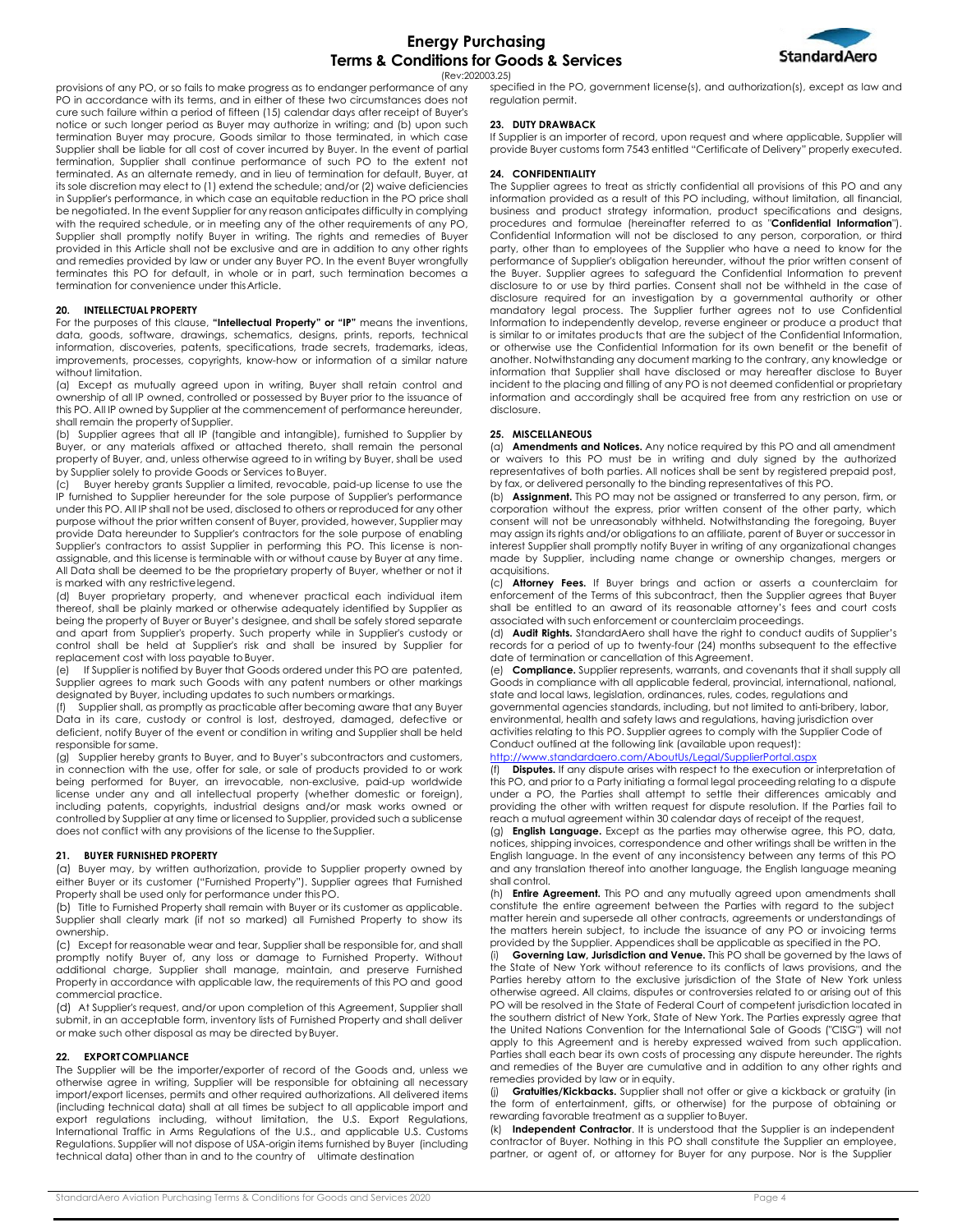provisions of any PO, or so fails to make progress as to endanger performance of any PO in accordance with its terms, and in either of these two circumstances does not cure such failure within a period of fifteen (15) calendar days after receipt of Buyer's notice or such longer period as Buyer may authorize in writing; and (b) upon such termination Buyer may procure, Goods similar to those terminated, in which case Supplier shall be liable for all cost of cover incurred by Buyer. In the event of partial termination, Supplier shall continue performance of such PO to the extent not terminated. As an alternate remedy, and in lieu of termination for default, Buyer, at its sole discretion may elect to (1) extend the schedule; and/or (2) waive deficiencies in Supplier's performance, in which case an equitable reduction in the PO price shall be negotiated. In the event Supplier for any reason anticipates difficulty in complying with the required schedule, or in meeting any of the other requirements of any PO, Supplier shall promptly notify Buyer in writing. The rights and remedies of Buyer provided in this Article shall not be exclusive and are in addition to any other rights and remedies provided by law or under any Buyer PO. In the event Buyer wrongfully terminates this PO for default, in whole or in part, such termination becomes a termination for convenience under this Article.

## 20. INTELLECTUAL PROPERTY

For the purposes of this clause, **"Intellectual Property" or "IP"** means the inventions, data, goods, software, drawings, schematics, designs, prints, reports, technical information, discoveries, patents, specifications, trade secrets, trademarks, ideas, improvements, processes, copyrights, know-how or information of a similar nature without limitation.

(a) Except as mutually agreed upon in writing, Buyer shall retain control and ownership of all IP owned, controlled or possessed by Buyer prior to the issuance of this PO. All IP owned by Supplier at the commencement of performance hereunder, shall remain the property of Supplier.

(b) Supplier agrees that all IP (tangible and intangible), furnished to Supplier by Buyer, or any materials affixed or attached thereto, shall remain the personal property of Buyer, and, unless otherwise agreed to in writing by Buyer, shall be used by Supplier solely to provide Goods or Services to Buyer.

(c) Buyer hereby grants Supplier a limited, revocable, paid-up license to use the IP furnished to Supplier hereunder for the sole purpose of Supplier's performance under this PO. All IP shall not be used, disclosed to others or reproduced for any other purpose without the prior written consent of Buyer, provided, however, Supplier may provide Data hereunder to Supplier's contractors for the sole purpose of enabling Supplier's contractors to assist Supplier in performing this PO. This license is non-assignable, and this license is terminable with or without cause by Buyer at any time. All Data shall be deemed to be the proprietary property of Buyer, whether or not it is marked with any restrictive legend.

(d) Buyer proprietary property, and whenever practical each individual item thereof, shall be plainly marked or otherwise adequately identified by Supplier as being the property of Buyer or Buyer's designee, and shall be safely stored separate and apart from Supplier's property. Such property while in Supplier's custody or control shall be held at Supplier's risk and shall be insured by Supplier for replacement cost with loss payable to Buyer.

(e) If Supplier is notified by Buyer that Goods ordered under this PO are patented, Supplier agrees to mark such Goods with any patent numbers or other markings designated by Buyer, including updates to such numbers or markings.

(f) Supplier shall, as promptly as practicable after becoming aware that any Buyer Data in its care, custody or control is lost, destroyed, damaged, defective or deficient, notify Buyer of the event or condition in writing and Supplier shall be held responsible for same.

(g) Supplier hereby grants to Buyer, and to Buyer's subcontractors and customers, in connection with the use, offer for sale, or sale of products provided to or work being performed for Buyer, an irrevocable, non-exclusive, paid-up worldwide license under any and all intellectual property (whether domestic or foreign), including patents, copyrights, industrial designs and/or mask works owned or controlled by Supplier at any time or licensed to Supplier, provided such a sublicense does not conflict with any provisions of the license to the Supplier.

## 21. BUYER FURNISHED PROPERTY

(a) Buyer may, by written authorization, provide to Supplier property owned by either Buyer or its customer ("Furnished Property"). Supplier agrees that Furnished Property shall be used only for performance under this PO.

(b) Title to Furnished Property shall remain with Buyer or its customer as applicable. Supplier shall clearly mark (if not so marked) all Furnished Property to show its ownership.

(c) Except for reasonable wear and tear, Supplier shall be responsible for, and shall promptly notify Buyer of, any loss or damage to Furnished Property. Without additional charge, Supplier shall manage, maintain, and preserve Furnished Property in accordance with applicable law, the requirements of this PO and good commercial practice.

(d) At Supplier's request, and/or upon completion of this Agreement, Supplier shall submit, in an acceptable form, inventory lists of Furnished Property and shall deliver or make such other disposal as may be directed by Buyer.

## 22. EXPORT COMPLIANCE

The Supplier will be the importer/exporter of record of the Goods and, unless we otherwise agree in writing, Supplier will be responsible for obtaining all necessary import/export licenses, permits and other required authorizations. All delivered items (including technical data) shall at all times be subject to all applicable import and export regulations including, without limitation, the U.S. Export Regulations, International Traffic in Arms Regulations of the U.S., and applicable U.S. Customs Regulations. Supplier will not dispose of USA-origin items furnished by Buyer (including technical data) other than in and to the country of ultimate destination specified in the PO, government license(s), and authorization(s), except as law and regulation permit.

## 23. DUTY DRAWBACK

If Supplier is an importer of record, upon request and where applicable, Supplier will provide Buyer customs form 7543 entitled "Certificate of Delivery" properly executed.

## 24. CONFIDENTIALITY

The Supplier agrees to treat as strictly confidential all provisions of this PO and any information provided as a result of this PO including, without limitation, all financial, business and product strategy information, product specifications and designs, procedures and formulae (hereinafter referred to as "**Confidential Information**"). Confidential Information will not be disclosed to any person, corporation, or third party, other than to employees of the Supplier who have a need to know for the performance of Supplier's obligation hereunder, without the prior written consent of the Buyer. Supplier agrees to safeguard the Confidential Information to prevent disclosure to or use by third parties. Consent shall not be withheld in the case of disclosure required for an investigation by a governmental authority or other mandatory legal process. The Supplier further agrees not to use Confidential Information to independently develop, reverse engineer or produce a product that is similar to or imitates products that are the subject of the Confidential Information, or otherwise use the Confidential Information for its own benefit or the benefit of another. Notwithstanding any document marking to the contrary, any knowledge or information that Supplier shall have disclosed or may hereafter disclose to Buyer incident to the placing and filling of any PO is not deemed confidential or proprietary information and accordingly shall be acquired free from any restriction on use or disclosure.

## 25. MISCELLANEOUS

(a) **Amendments and Notices.** Any notice required by this PO and all amendment or waivers to this PO must be in writing and duly signed by the authorized representatives of both parties. All notices shall be sent by registered prepaid post, by fax, or delivered personally to the binding representatives of this PO.

(b) **Assignment.** This PO may not be assigned or transferred to any person, firm, or corporation without the express, prior written consent of the other party, which consent will not be unreasonably withheld. Notwithstanding the foregoing, Buyer may assign its rights and/or obligations to an affiliate, parent of Buyer or successor in interest Supplier shall promptly notify Buyer in writing of any organizational changes made by Supplier, including name change or ownership changes, mergers or acquisitions.

(c) **Attorney Fees.** If Buyer brings and action or asserts a counterclaim for enforcement of the Terms of this subcontract, then the Supplier agrees that Buyer shall be entitled to an award of its reasonable attorney's fees and court costs associated with such enforcement or counterclaim proceedings.

(d) **Audit Rights.** StandardAero shall have the right to conduct audits of Supplier's records for a period of up to twenty-four (24) months subsequent to the effective date of termination or cancellation of this Agreement.

(e) **Compliance.** Supplier represents, warrants, and covenants that it shall supply all Goods in compliance with all applicable federal, provincial, international, national, state and local laws, legislation, ordinances, rules, codes, regulations and governmental agencies standards, including, but not limited to anti-bribery, labor, environmental, health and safety laws and regulations, having jurisdiction over activities relating to this PO. Supplier agrees to comply with the Supplier Code of Conduct outlined at the following link (available upon request): http://www.standardaero.com/AboutUs/Legal/SupplierPortal.aspx

(f) **Disputes.** If any dispute arises with respect to the execution or interpretation of this PO, and prior to a Party initiating a formal legal proceeding relating to a dispute under a PO, the Parties shall attempt to settle their differences amicably and providing the other with written request for dispute resolution. If the Parties fail to reach a mutual agreement within 30 calendar days of receipt of the request,

(g) **English Language.** Except as the parties may otherwise agree, this PO, data, notices, shipping invoices, correspondence and other writings shall be written in the English language. In the event of any inconsistency between any terms of this PO and any translation thereof into another language, the English language meaning shall control.

(h) **Entire Agreement.** This PO and any mutually agreed upon amendments shall constitute the entire agreement between the Parties with regard to the subject matter herein and supersede all other contracts, agreements or understandings of the matters herein subject, to include the issuance of any PO or invoicing terms provided by the Supplier. Appendices shall be applicable as specified in the PO.

(i) **Governing Law, Jurisdiction and Venue.** This PO shall be governed by the laws of the State of New York without reference to its conflicts of laws provisions, and the Parties hereby attorn to the exclusive jurisdiction of the State of New York unless otherwise agreed. All claims, disputes or controversies related to or arising out of this PO will be resolved in the State of Federal Court of competent jurisdiction located in the southern district of New York, State of New York. The Parties expressly agree that the United Nations Convention for the International Sale of Goods ("CISG") will not apply to this Agreement and is hereby expressed waived from such application. Parties shall each bear its own costs of processing any dispute hereunder. The rights and remedies of the Buyer are cumulative and in addition to any other rights and remedies provided by law or in equity.

(j) **Gratuities/Kickbacks.** Supplier shall not offer or give a kickback or gratuity (in the form of entertainment, gifts, or otherwise) for the purpose of obtaining or rewarding favorable treatment as a supplier to Buyer.

(k) **Independent Contractor**. It is understood that the Supplier is an independent contractor of Buyer. Nothing in this PO shall constitute the Supplier an employee, partner, or agent of, or attorney for Buyer for any purpose. Nor is the Supplier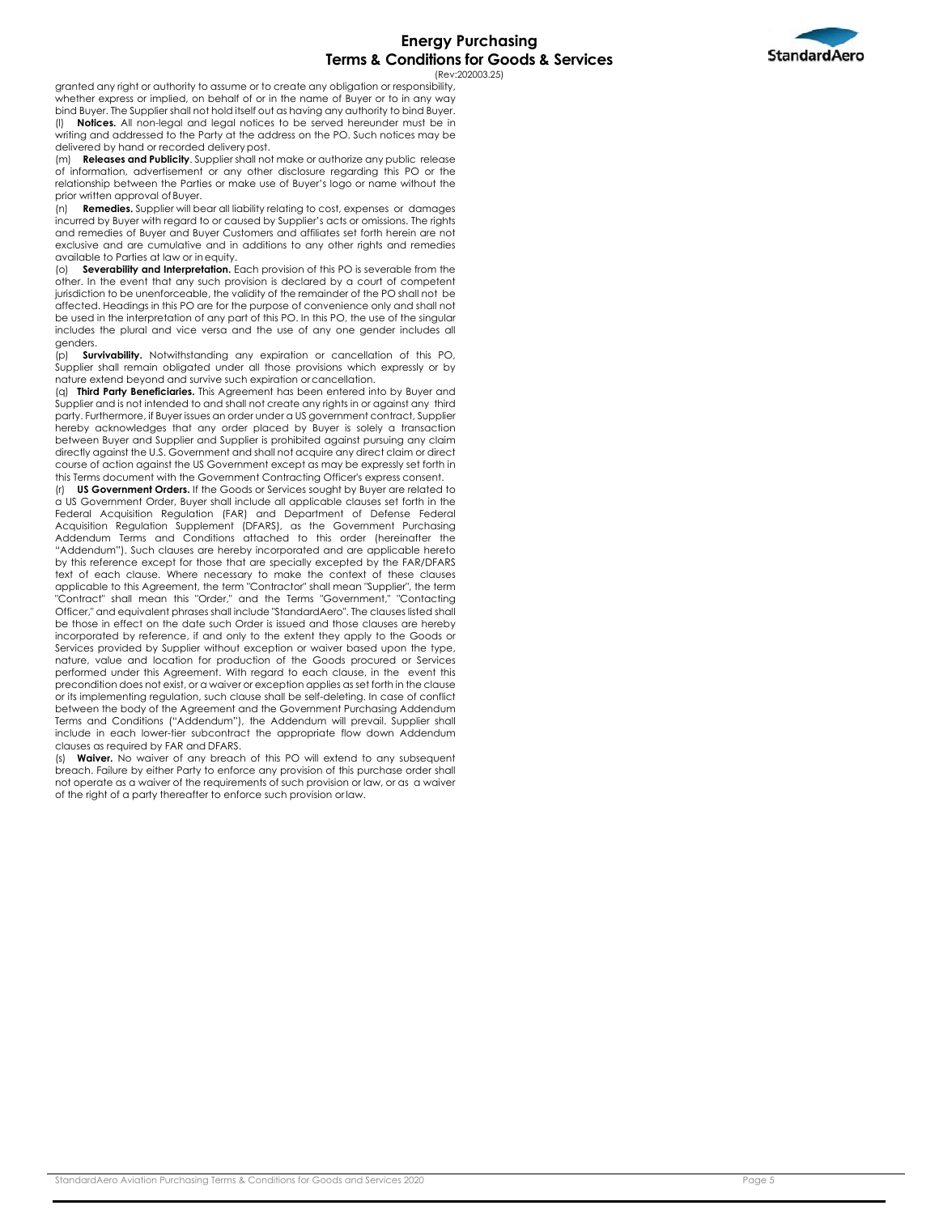granted any right or authority to assume or to create any obligation or responsibility, whether express or implied, on behalf of or in the name of Buyer or to in any way bind Buyer. The Supplier shall not hold itself out as having any authority to bind Buyer.

(l) **Notices.** All non-legal and legal notices to be served hereunder must be in writing and addressed to the Party at the address on the PO. Such notices may be delivered by hand or recorded delivery post.

(m) **Releases and Publicity**. Supplier shall not make or authorize any public release of information, advertisement or any other disclosure regarding this PO or the relationship between the Parties or make use of Buyer's logo or name without the prior written approval of Buyer.

(n) **Remedies.** Supplier will bear all liability relating to cost, expenses or damages incurred by Buyer with regard to or caused by Supplier's acts or omissions. The rights and remedies of Buyer and Buyer Customers and affiliates set forth herein are not exclusive and are cumulative and in additions to any other rights and remedies available to Parties at law or in equity.

(o) **Severability and Interpretation.** Each provision of this PO is severable from the other. In the event that any such provision is declared by a court of competent jurisdiction to be unenforceable, the validity of the remainder of the PO shall not be affected. Headings in this PO are for the purpose of convenience only and shall not be used in the interpretation of any part of this PO. In this PO, the use of the singular includes the plural and vice versa and the use of any one gender includes all genders.

(p) **Survivability.** Notwithstanding any expiration or cancellation of this PO, Supplier shall remain obligated under all those provisions which expressly or by nature extend beyond and survive such expiration or cancellation.

(q) **Third Party Beneficiaries.** This Agreement has been entered into by Buyer and Supplier and is not intended to and shall not create any rights in or against any third party. Furthermore, if Buyer issues an order under a US government contract, Supplier hereby acknowledges that any order placed by Buyer is solely a transaction between Buyer and Supplier and Supplier is prohibited against pursuing any claim directly against the U.S. Government and shall not acquire any direct claim or direct course of action against the US Government except as may be expressly set forth in this Terms document with the Government Contracting Officer's express consent.

(r) **US Government Orders.** If the Goods or Services sought by Buyer are related to a US Government Order, Buyer shall include all applicable clauses set forth in the Federal Acquisition Regulation (FAR) and Department of Defense Federal Acquisition Regulation Supplement (DFARS), as the Government Purchasing Addendum Terms and Conditions attached to this order (hereinafter the "Addendum"). Such clauses are hereby incorporated and are applicable hereto by this reference except for those that are specially excepted by the FAR/DFARS text of each clause. Where necessary to make the context of these clauses applicable to this Agreement, the term "Contractor" shall mean "Supplier", the term "Contract" shall mean this "Order," and the Terms "Government," "Contacting Officer," and equivalent phrases shall include "StandardAero". The clauses listed shall be those in effect on the date such Order is issued and those clauses are hereby incorporated by reference, if and only to the extent they apply to the Goods or Services provided by Supplier without exception or waiver based upon the type, nature, value and location for production of the Goods procured or Services performed under this Agreement. With regard to each clause, in the event this precondition does not exist, or a waiver or exception applies as set forth in the clause or its implementing regulation, such clause shall be self-deleting. In case of conflict between the body of the Agreement and the Government Purchasing Addendum Terms and Conditions ("Addendum"), the Addendum will prevail. Supplier shall include in each lower-tier subcontract the appropriate flow down Addendum clauses as required by FAR and DFARS.

(s) **Waiver.** No waiver of any breach of this PO will extend to any subsequent breach. Failure by either Party to enforce any provision of this purchase order shall not operate as a waiver of the requirements of such provision or law, or as a waiver of the right of a party thereafter to enforce such provision or law.